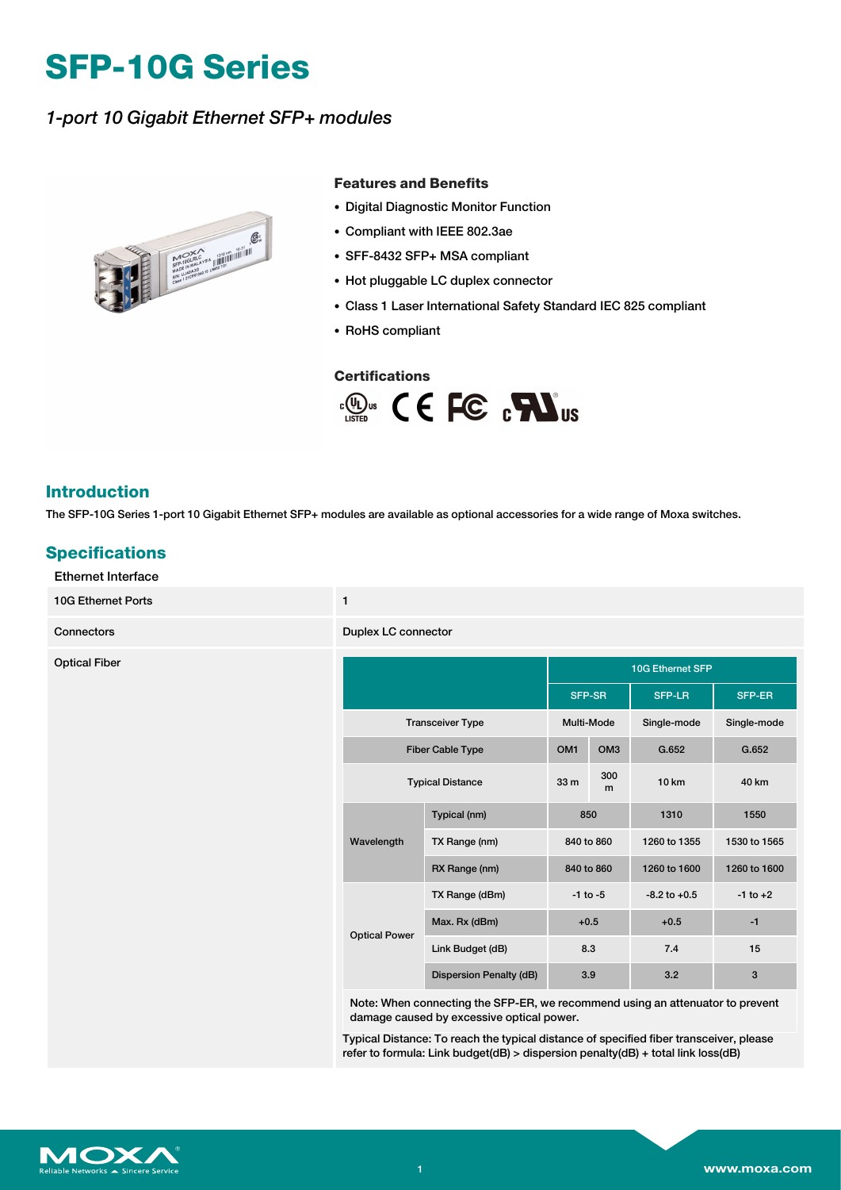# SFP-10G Series

*1-port 10 Gigabit Ethernet SFP+ modules*

### Features and Benefits

- Digital Diagnostic Monitor Function
- Compliant with IEEE 802.3ae
- SFF-8432 SFP+ MSA compliant
- Hot pluggable LC duplex connector
- Class 1 Laser International Safety Standard IEC 825 compliant
- RoHS compliant

### Certifications

## Introduction

The SFP-10G Series 1-port 10 Gigabit Ethernet SFP+ modules are available as optional accessories for a wide range of Moxa switches.

## Specifications

Ethernet Interface

| | |
|---|---|
| 10G Ethernet Ports | 1 |
| Connectors | Duplex LC connector |
| Optical Fiber | See table below |

| | | 10G Ethernet SFP | | | |
|---|---|---|---|---|---|
| | | SFP-SR | | SFP-LR | SFP-ER |
| Transceiver Type | | Multi-Mode | | Single-mode | Single-mode |
| Fiber Cable Type | | OM1 | OM3 | G.652 | G.652 |
| Typical Distance | | 33 m | 300 m | 10 km | 40 km |
| Wavelength | Typical (nm) | 850 | | 1310 | 1550 |
| | TX Range (nm) | 840 to 860 | | 1260 to 1355 | 1530 to 1565 |
| | RX Range (nm) | 840 to 860 | | 1260 to 1600 | 1260 to 1600 |
| Optical Power | TX Range (dBm) | -1 to -5 | | -8.2 to +0.5 | -1 to +2 |
| | Max. Rx (dBm) | +0.5 | | +0.5 | -1 |
| | Link Budget (dB) | 8.3 | | 7.4 | 15 |
| | Dispersion Penalty (dB) | 3.9 | | 3.2 | 3 |

Note: When connecting the SFP-ER, we recommend using an attenuator to prevent damage caused by excessive optical power.

Typical Distance: To reach the typical distance of specified fiber transceiver, please refer to formula: Link budget(dB) > dispersion penalty(dB) + total link loss(dB)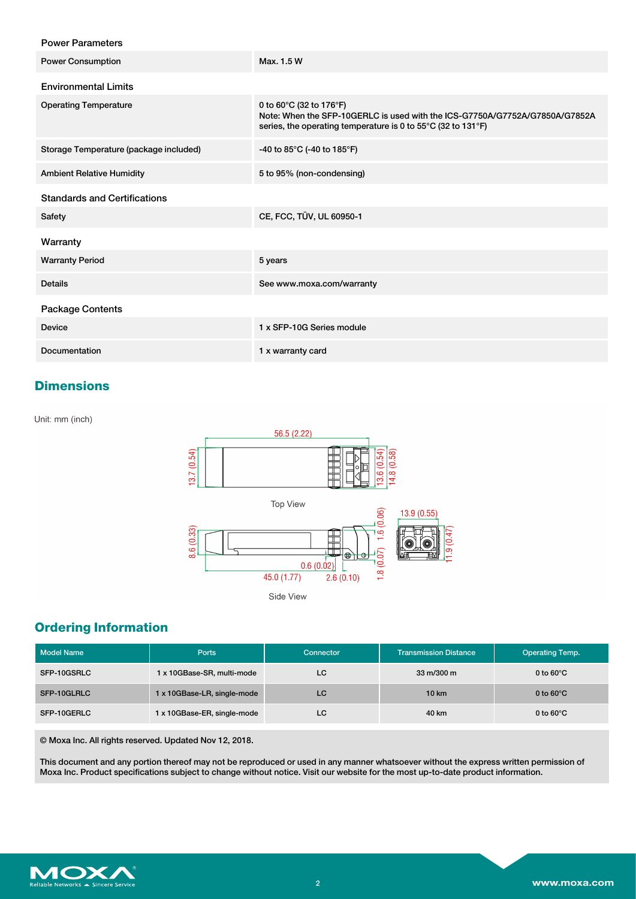### Power Parameters

| | |
|---|---|
| Power Consumption | Max. 1.5 W |

### Environmental Limits

| | |
|---|---|
| Operating Temperature | 0 to 60°C (32 to 176°F)<br>Note: When the SFP-10GERLC is used with the ICS-G7750A/G7752A/G7850A/G7852A series, the operating temperature is 0 to 55°C (32 to 131°F) |
| Storage Temperature (package included) | -40 to 85°C (-40 to 185°F) |
| Ambient Relative Humidity | 5 to 95% (non-condensing) |

### Standards and Certifications

| | |
|---|---|
| Safety | CE, FCC, TÜV, UL 60950-1 |

### Warranty

| | |
|---|---|
| Warranty Period | 5 years |
| Details | See www.moxa.com/warranty |

### Package Contents

| | |
|---|---|
| Device | 1 x SFP-10G Series module |
| Documentation | 1 x warranty card |

## Dimensions

Unit: mm (inch)

56.5 (2.22)
13.7 (0.54)
13.6 (0.54)
14.8 (0.58)

Top View

8.6 (0.33)
1.6 (0.06)
1.8 (0.07)
0.6 (0.02)
45.0 (1.77)
2.6 (0.10)
13.9 (0.55)
11.9 (0.47)

Side View

## Ordering Information

| Model Name | Ports | Connector | Transmission Distance | Operating Temp. |
|---|---|---|---|---|
| SFP-10GSRLC | 1 x 10GBase-SR, multi-mode | LC | 33 m/300 m | 0 to 60°C |
| SFP-10GLRLC | 1 x 10GBase-LR, single-mode | LC | 10 km | 0 to 60°C |
| SFP-10GERLC | 1 x 10GBase-ER, single-mode | LC | 40 km | 0 to 60°C |

© Moxa Inc. All rights reserved. Updated Nov 12, 2018.

This document and any portion thereof may not be reproduced or used in any manner whatsoever without the express written permission of Moxa Inc. Product specifications subject to change without notice. Visit our website for the most up-to-date product information.